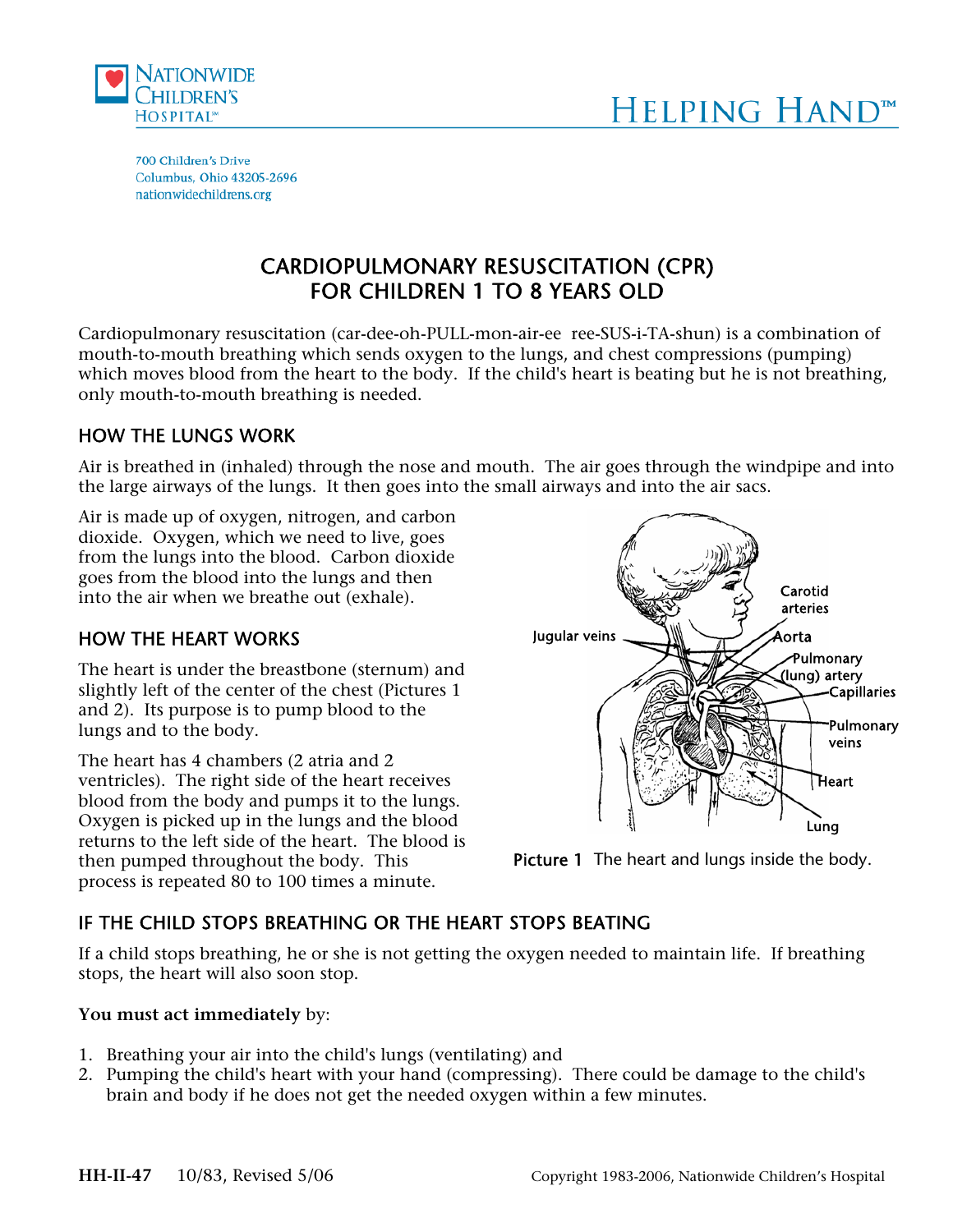NATIONWIDE CHILDREN'S HOSPITAL

HELPING HAND™

700 Children's Drive
Columbus, Ohio 43205-2696
nationwidechildrens.org

# CARDIOPULMONARY RESUSCITATION (CPR) FOR CHILDREN 1 TO 8 YEARS OLD

Cardiopulmonary resuscitation (car-dee-oh-PULL-mon-air-ee ree-SUS-i-TA-shun) is a combination of mouth-to-mouth breathing which sends oxygen to the lungs, and chest compressions (pumping) which moves blood from the heart to the body. If the child's heart is beating but he is not breathing, only mouth-to-mouth breathing is needed.

## HOW THE LUNGS WORK

Air is breathed in (inhaled) through the nose and mouth. The air goes through the windpipe and into the large airways of the lungs. It then goes into the small airways and into the air sacs.

Air is made up of oxygen, nitrogen, and carbon dioxide. Oxygen, which we need to live, goes from the lungs into the blood. Carbon dioxide goes from the blood into the lungs and then into the air when we breathe out (exhale).

## HOW THE HEART WORKS

The heart is under the breastbone (sternum) and slightly left of the center of the chest (Pictures 1 and 2). Its purpose is to pump blood to the lungs and to the body.

The heart has 4 chambers (2 atria and 2 ventricles). The right side of the heart receives blood from the body and pumps it to the lungs. Oxygen is picked up in the lungs and the blood returns to the left side of the heart. The blood is then pumped throughout the body. This process is repeated 80 to 100 times a minute.

**Picture 1** The heart and lungs inside the body.

## IF THE CHILD STOPS BREATHING OR THE HEART STOPS BEATING

If a child stops breathing, he or she is not getting the oxygen needed to maintain life. If breathing stops, the heart will also soon stop.

**You must act immediately** by:

1. Breathing your air into the child's lungs (ventilating) and
2. Pumping the child's heart with your hand (compressing). There could be damage to the child's brain and body if he does not get the needed oxygen within a few minutes.

**HH-II-47** 10/83, Revised 5/06 Copyright 1983-2006, Nationwide Children's Hospital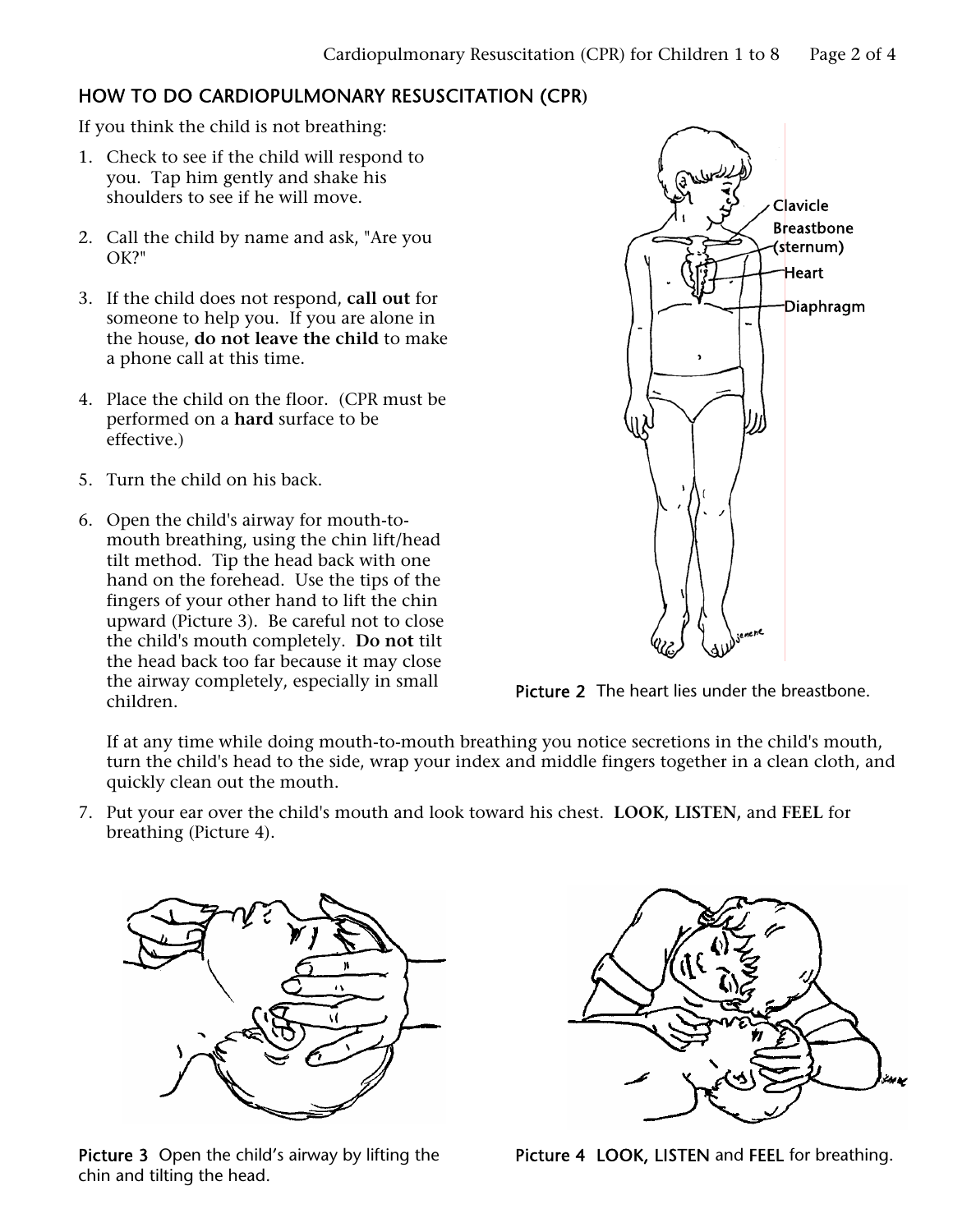## HOW TO DO CARDIOPULMONARY RESUSCITATION (CPR)

If you think the child is not breathing:

1. Check to see if the child will respond to you. Tap him gently and shake his shoulders to see if he will move.

2. Call the child by name and ask, "Are you OK?"

3. If the child does not respond, **call out** for someone to help you. If you are alone in the house, **do not leave the child** to make a phone call at this time.

4. Place the child on the floor. (CPR must be performed on a **hard** surface to be effective.)

5. Turn the child on his back.

6. Open the child's airway for mouth-to-mouth breathing, using the chin lift/head tilt method. Tip the head back with one hand on the forehead. Use the tips of the fingers of your other hand to lift the chin upward (Picture 3). Be careful not to close the child's mouth completely. **Do not** tilt the head back too far because it may close the airway completely, especially in small children.

   If at any time while doing mouth-to-mouth breathing you notice secretions in the child's mouth, turn the child's head to the side, wrap your index and middle fingers together in a clean cloth, and quickly clean out the mouth.

7. Put your ear over the child's mouth and look toward his chest. **LOOK, LISTEN,** and **FEEL** for breathing (Picture 4).

Clavicle
Breastbone (sternum)
Heart
Diaphragm

**Picture 2** The heart lies under the breastbone.

**Picture 3** Open the child's airway by lifting the chin and tilting the head.

**Picture 4** **LOOK, LISTEN** and **FEEL** for breathing.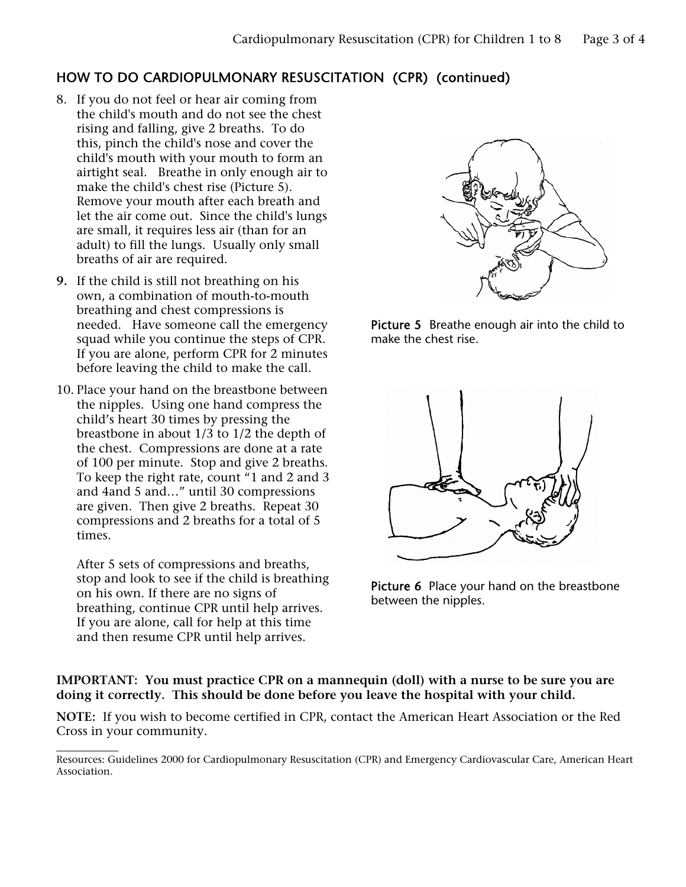## HOW TO DO CARDIOPULMONARY RESUSCITATION (CPR) (continued)

8. If you do not feel or hear air coming from the child's mouth and do not see the chest rising and falling, give 2 breaths. To do this, pinch the child's nose and cover the child's mouth with your mouth to form an airtight seal. Breathe in only enough air to make the child's chest rise (Picture 5). Remove your mouth after each breath and let the air come out. Since the child's lungs are small, it requires less air (than for an adult) to fill the lungs. Usually only small breaths of air are required.

9. If the child is still not breathing on his own, a combination of mouth-to-mouth breathing and chest compressions is needed. Have someone call the emergency squad while you continue the steps of CPR. If you are alone, perform CPR for 2 minutes before leaving the child to make the call.

10. Place your hand on the breastbone between the nipples. Using one hand compress the child's heart 30 times by pressing the breastbone in about 1/3 to 1/2 the depth of the chest. Compressions are done at a rate of 100 per minute. Stop and give 2 breaths. To keep the right rate, count "1 and 2 and 3 and 4and 5 and…" until 30 compressions are given. Then give 2 breaths. Repeat 30 compressions and 2 breaths for a total of 5 times.

    After 5 sets of compressions and breaths, stop and look to see if the child is breathing on his own. If there are no signs of breathing, continue CPR until help arrives. If you are alone, call for help at this time and then resume CPR until help arrives.

**Picture 5** Breathe enough air into the child to make the chest rise.

**Picture 6** Place your hand on the breastbone between the nipples.

**IMPORTANT: You must practice CPR on a mannequin (doll) with a nurse to be sure you are doing it correctly. This should be done before you leave the hospital with your child.**

**NOTE:** If you wish to become certified in CPR, contact the American Heart Association or the Red Cross in your community.

---

Resources: Guidelines 2000 for Cardiopulmonary Resuscitation (CPR) and Emergency Cardiovascular Care, American Heart Association.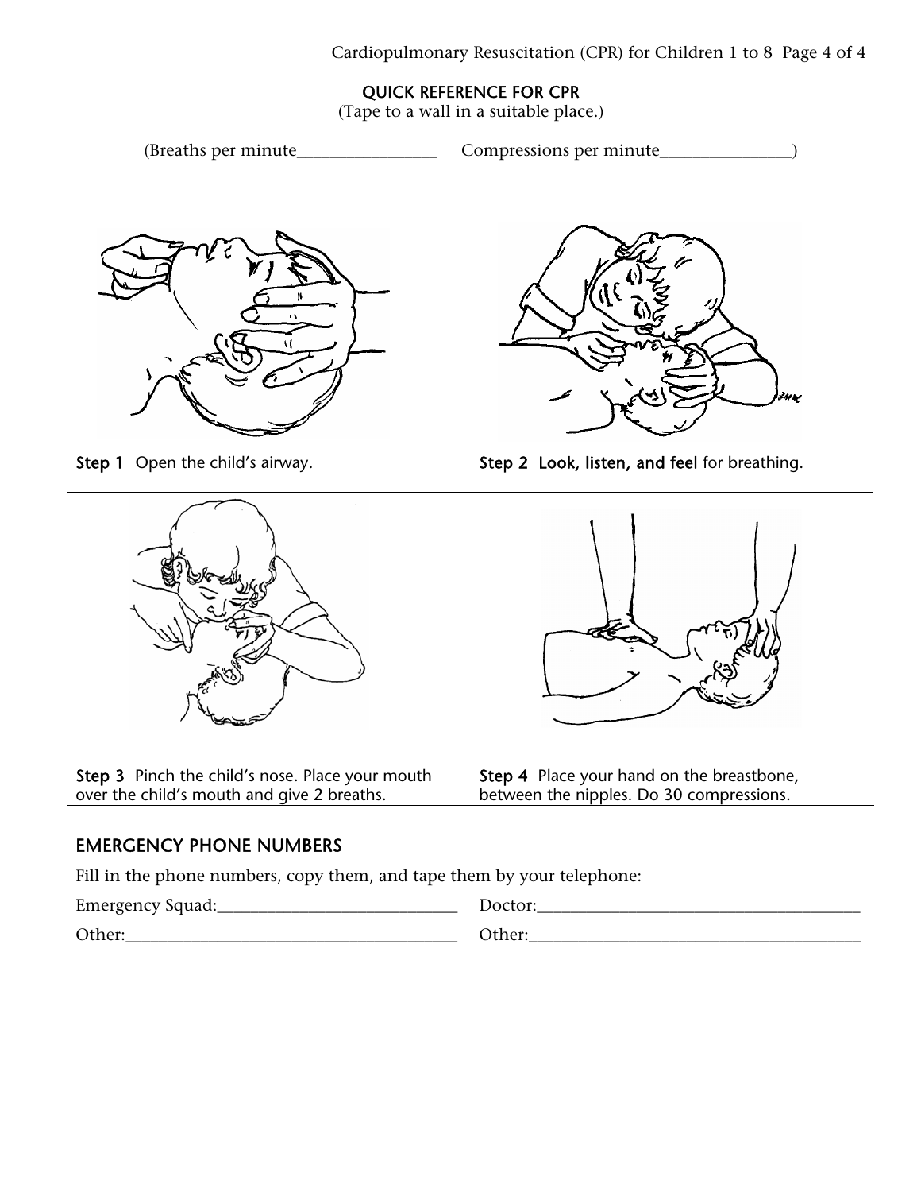## QUICK REFERENCE FOR CPR

(Tape to a wall in a suitable place.)

(Breaths per minute________________ Compressions per minute_______________)

**Step 1** Open the child's airway.

**Step 2** **Look, listen, and feel** for breathing.

**Step 3** Pinch the child's nose. Place your mouth over the child's mouth and give 2 breaths.

**Step 4** Place your hand on the breastbone, between the nipples. Do 30 compressions.

## EMERGENCY PHONE NUMBERS

Fill in the phone numbers, copy them, and tape them by your telephone:

Emergency Squad:____________________________ Doctor:______________________________________

Other:_______________________________________ Other:_______________________________________